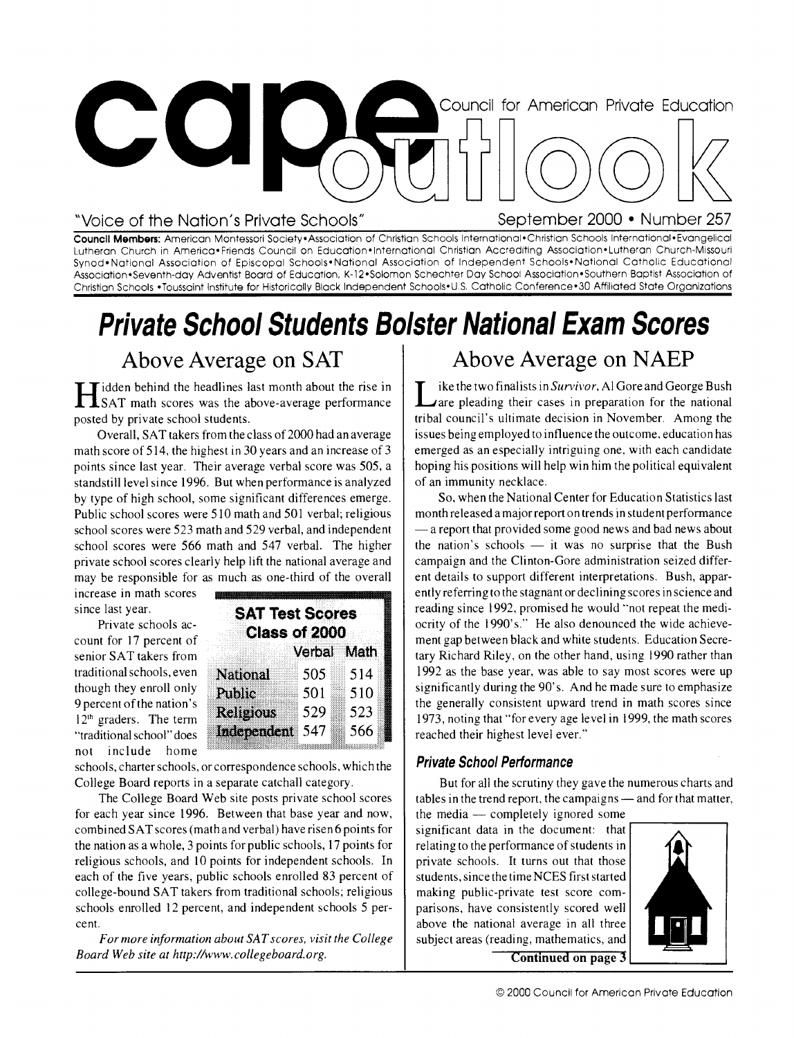# cape outlook

Council for American Private Education

"Voice of the Nation's Private Schools"

September 2000 • Number 257

**Council Members:** American Montessori Society•Association of Christian Schools International•Christian Schools International•Evangelical Lutheran Church in America•Friends Council on Education•International Christian Accrediting Association•Lutheran Church-Missouri Synod•National Association of Episcopal Schools•National Association of Independent Schools•National Catholic Educational Association•Seventh-day Adventist Board of Education, K-12•Solomon Schechter Day School Association•Southern Baptist Association of Christian Schools •Toussaint Institute for Historically Black Independent Schools•U.S. Catholic Conference•30 Affiliated State Organizations

# Private School Students Bolster National Exam Scores

## Above Average on SAT

Hidden behind the headlines last month about the rise in SAT math scores was the above-average performance posted by private school students.

Overall, SAT takers from the class of 2000 had an average math score of 514, the highest in 30 years and an increase of 3 points since last year. Their average verbal score was 505, a standstill level since 1996. But when performance is analyzed by type of high school, some significant differences emerge. Public school scores were 510 math and 501 verbal; religious school scores were 523 math and 529 verbal, and independent school scores were 566 math and 547 verbal. The higher private school scores clearly help lift the national average and may be responsible for as much as one-third of the overall increase in math scores since last year.

**SAT Test Scores Class of 2000**

| | Verbal | Math |
|---|---|---|
| National | 505 | 514 |
| Public | 501 | 510 |
| Religious | 529 | 523 |
| Independent | 547 | 566 |

Private schools account for 17 percent of senior SAT takers from traditional schools, even though they enroll only 9 percent of the nation's 12th graders. The term "traditional school" does not include home schools, charter schools, or correspondence schools, which the College Board reports in a separate catchall category.

The College Board Web site posts private school scores for each year since 1996. Between that base year and now, combined SAT scores (math and verbal) have risen 6 points for the nation as a whole, 3 points for public schools, 17 points for religious schools, and 10 points for independent schools. In each of the five years, public schools enrolled 83 percent of college-bound SAT takers from traditional schools; religious schools enrolled 12 percent, and independent schools 5 percent.

*For more information about SAT scores, visit the College Board Web site at http://www.collegeboard.org.*

## Above Average on NAEP

Like the two finalists in *Survivor*, Al Gore and George Bush are pleading their cases in preparation for the national tribal council's ultimate decision in November. Among the issues being employed to influence the outcome, education has emerged as an especially intriguing one, with each candidate hoping his positions will help win him the political equivalent of an immunity necklace.

So, when the National Center for Education Statistics last month released a major report on trends in student performance — a report that provided some good news and bad news about the nation's schools — it was no surprise that the Bush campaign and the Clinton-Gore administration seized different details to support different interpretations. Bush, apparently referring to the stagnant or declining scores in science and reading since 1992, promised he would "not repeat the mediocrity of the 1990's." He also denounced the wide achievement gap between black and white students. Education Secretary Richard Riley, on the other hand, using 1990 rather than 1992 as the base year, was able to say most scores were up significantly during the 90's. And he made sure to emphasize the generally consistent upward trend in math scores since 1973, noting that "for every age level in 1999, the math scores reached their highest level ever."

### Private School Performance

But for all the scrutiny they gave the numerous charts and tables in the trend report, the campaigns — and for that matter, the media — completely ignored some significant data in the document: that relating to the performance of students in private schools. It turns out that those students, since the time NCES first started making public-private test score comparisons, have consistently scored well above the national average in all three subject areas (reading, mathematics, and

**Continued on page 3**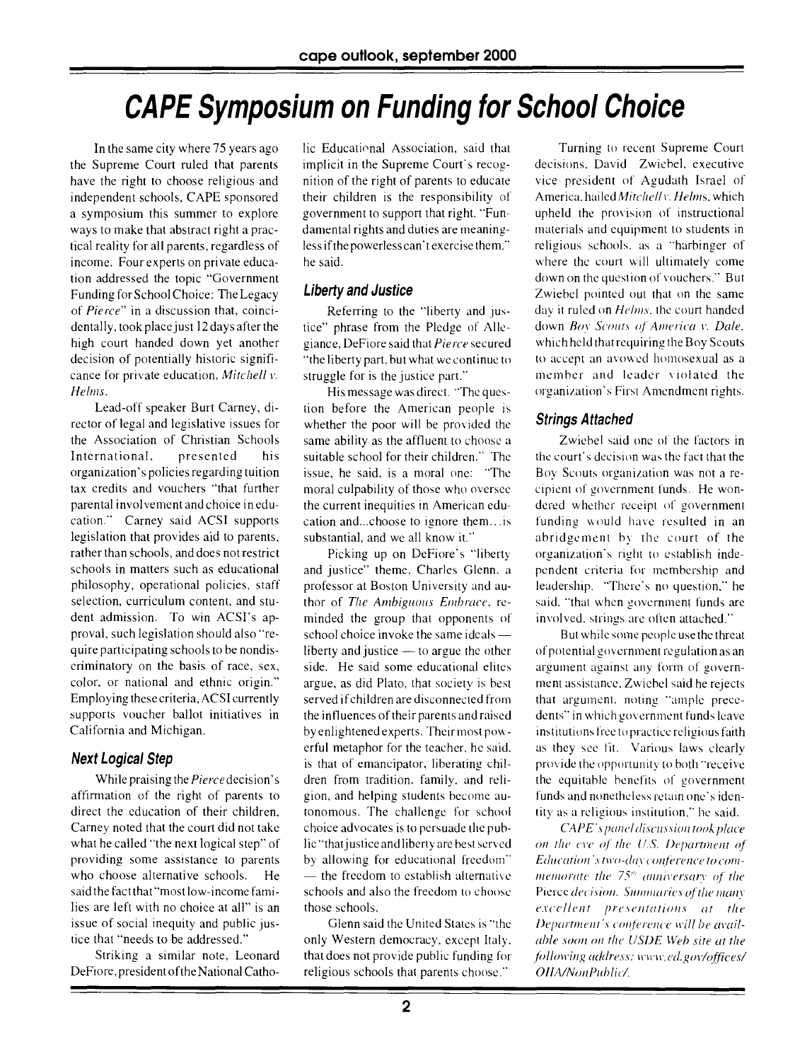# CAPE Symposium on Funding for School Choice

In the same city where 75 years ago the Supreme Court ruled that parents have the right to choose religious and independent schools, CAPE sponsored a symposium this summer to explore ways to make that abstract right a practical reality for all parents, regardless of income. Four experts on private education addressed the topic "Government Funding for School Choice: The Legacy of *Pierce*" in a discussion that, coincidentally, took place just 12 days after the high court handed down yet another decision of potentially historic significance for private education, *Mitchell v. Helms*.

Lead-off speaker Burt Carney, director of legal and legislative issues for the Association of Christian Schools International, presented his organization's policies regarding tuition tax credits and vouchers "that further parental involvement and choice in education." Carney said ACSI supports legislation that provides aid to parents, rather than schools, and does not restrict schools in matters such as educational philosophy, operational policies, staff selection, curriculum content, and student admission. To win ACSI's approval, such legislation should also "require participating schools to be nondiscriminatory on the basis of race, sex, color, or national and ethnic origin." Employing these criteria, ACSI currently supports voucher ballot initiatives in California and Michigan.

### Next Logical Step

While praising the *Pierce* decision's affirmation of the right of parents to direct the education of their children, Carney noted that the court did not take what he called "the next logical step" of providing some assistance to parents who choose alternative schools. He said the fact that "most low-income families are left with no choice at all" is an issue of social inequity and public justice that "needs to be addressed."

Striking a similar note, Leonard DeFiore, president of the National Catholic Educational Association, said that implicit in the Supreme Court's recognition of the right of parents to educate their children is the responsibility of government to support that right. "Fundamental rights and duties are meaningless if the powerless can't exercise them," he said.

### Liberty and Justice

Referring to the "liberty and justice" phrase from the Pledge of Allegiance, DeFiore said that *Pierce* secured "the liberty part, but what we continue to struggle for is the justice part."

His message was direct. "The question before the American people is whether the poor will be provided the same ability as the affluent to choose a suitable school for their children." The issue, he said, is a moral one: "The moral culpability of those who oversee the current inequities in American education and...choose to ignore them…is substantial, and we all know it."

Picking up on DeFiore's "liberty and justice" theme, Charles Glenn, a professor at Boston University and author of *The Ambiguous Embrace*, reminded the group that opponents of school choice invoke the same ideals — liberty and justice — to argue the other side. He said some educational elites argue, as did Plato, that society is best served if children are disconnected from the influences of their parents and raised by enlightened experts. Their most powerful metaphor for the teacher, he said, is that of emancipator, liberating children from tradition, family, and religion, and helping students become autonomous. The challenge for school choice advocates is to persuade the public "that justice and liberty are best served by allowing for educational freedom" — the freedom to establish alternative schools and also the freedom to choose those schools.

Glenn said the United States is "the only Western democracy, except Italy, that does not provide public funding for religious schools that parents choose."

Turning to recent Supreme Court decisions, David Zwiebel, executive vice president of Agudath Israel of America, hailed *Mitchell v. Helms*, which upheld the provision of instructional materials and equipment to students in religious schools, as a "harbinger of where the court will ultimately come down on the question of vouchers." But Zwiebel pointed out that on the same day it ruled on *Helms*, the court handed down *Boy Scouts of America v. Dale*, which held that requiring the Boy Scouts to accept an avowed homosexual as a member and leader violated the organization's First Amendment rights.

### Strings Attached

Zwiebel said one of the factors in the court's decision was the fact that the Boy Scouts organization was not a recipient of government funds. He wondered whether receipt of government funding would have resulted in an abridgement by the court of the organization's right to establish independent criteria for membership and leadership. "There's no question," he said, "that when government funds are involved, strings are often attached."

But while some people use the threat of potential government regulation as an argument against any form of government assistance, Zwiebel said he rejects that argument, noting "ample precedents" in which government funds leave institutions free to practice religious faith as they see fit. Various laws clearly provide the opportunity to both "receive the equitable benefits of government funds and nonetheless retain one's identity as a religious institution," he said.

*CAPE's panel discussion took place on the eve of the U.S. Department of Education's two-day conference to commemorate the 75th anniversary of the Pierce decision. Summaries of the many excellent presentations at the Department's conference will be available soon on the USDE Web site at the following address: www.ed.gov/offices/OIIA/NonPublic/.*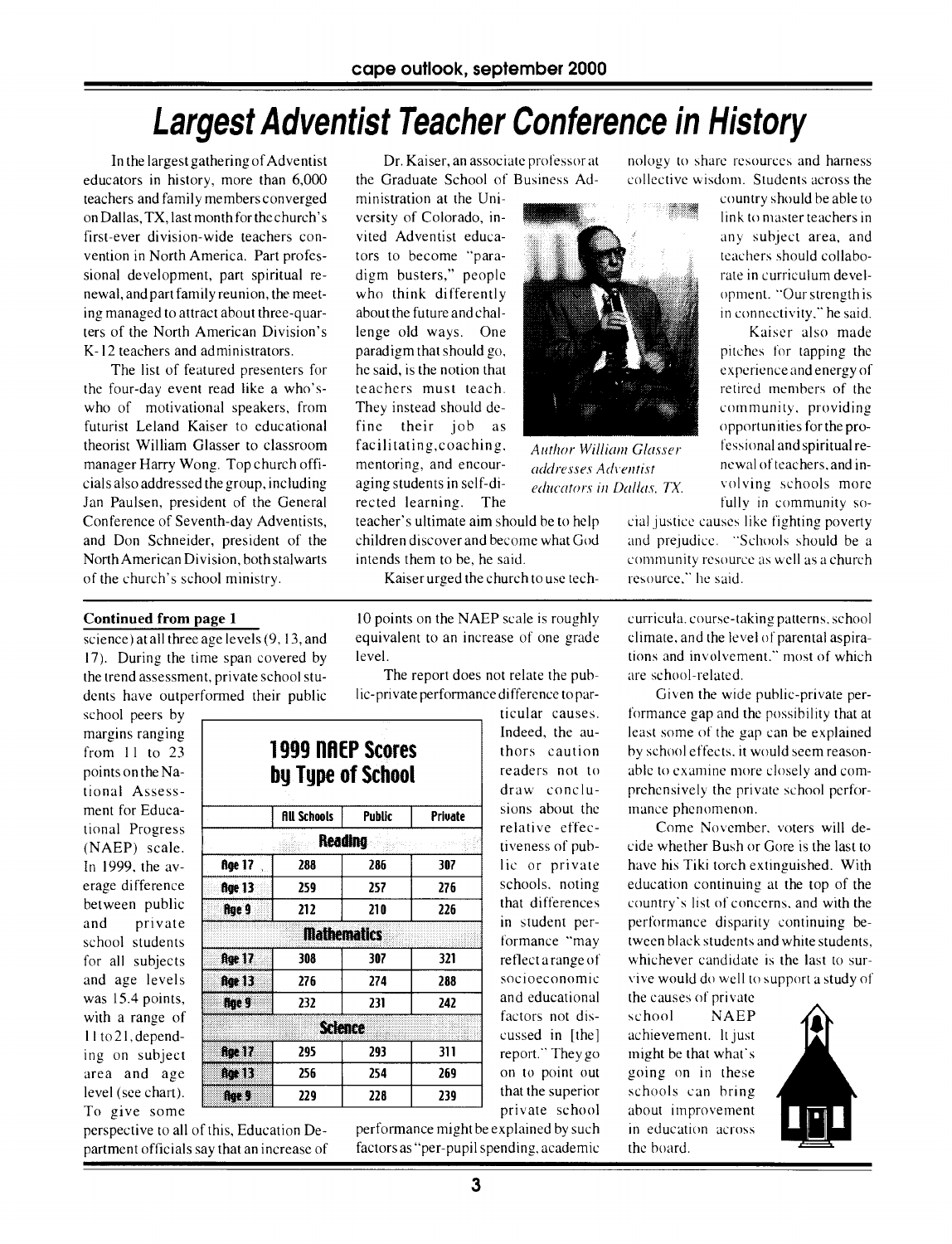# Largest Adventist Teacher Conference in History

In the largest gathering of Adventist educators in history, more than 6,000 teachers and family members converged on Dallas, TX, last month for the church's first-ever division-wide teachers convention in North America. Part professional development, part spiritual renewal, and part family reunion, the meeting managed to attract about three-quarters of the North American Division's K-12 teachers and administrators.

The list of featured presenters for the four-day event read like a who's-who of motivational speakers, from futurist Leland Kaiser to educational theorist William Glasser to classroom manager Harry Wong. Top church officials also addressed the group, including Jan Paulsen, president of the General Conference of Seventh-day Adventists, and Don Schneider, president of the North American Division, both stalwarts of the church's school ministry.

Dr. Kaiser, an associate professor at the Graduate School of Business Administration at the University of Colorado, invited Adventist educators to become "paradigm busters," people who think differently about the future and challenge old ways. One paradigm that should go, he said, is the notion that teachers must teach. They instead should define their job as facilitating, coaching, mentoring, and encouraging students in self-directed learning. The teacher's ultimate aim should be to help children discover and become what God intends them to be, he said.

*Author William Glasser addresses Adventist educators in Dallas, TX.*

Kaiser urged the church to use technology to share resources and harness collective wisdom. Students across the country should be able to link to master teachers in any subject area, and teachers should collaborate in curriculum development. "Our strength is in connectivity," he said.

Kaiser also made pitches for tapping the experience and energy of retired members of the community, providing opportunities for the professional and spiritual renewal of teachers, and involving schools more fully in community social justice causes like fighting poverty and prejudice. "Schools should be a community resource as well as a church resource," he said.

---

**Continued from page 1**

science) at all three age levels (9, 13, and 17). During the time span covered by the trend assessment, private school students have outperformed their public school peers by margins ranging from 11 to 23 points on the National Assessment for Educational Progress (NAEP) scale. In 1999, the average difference between public and private school students for all subjects and age levels was 15.4 points, with a range of 11 to 21, depending on subject area and age level (see chart). To give some perspective to all of this, Education Department officials say that an increase of 10 points on the NAEP scale is roughly equivalent to an increase of one grade level.

**1999 NAEP Scores by Type of School**

| | All Schools | Public | Private |
|---|---|---|---|
| **Reading** | | | |
| Age 17 | 288 | 286 | 307 |
| Age 13 | 259 | 257 | 276 |
| Age 9 | 212 | 210 | 226 |
| **Mathematics** | | | |
| Age 17 | 308 | 307 | 321 |
| Age 13 | 276 | 274 | 288 |
| Age 9 | 232 | 231 | 242 |
| **Science** | | | |
| Age 17 | 295 | 293 | 311 |
| Age 13 | 256 | 254 | 269 |
| Age 9 | 229 | 228 | 239 |

The report does not relate the public-private performance difference to particular causes. Indeed, the authors caution readers not to draw conclusions about the relative effectiveness of public or private schools, noting that differences in student performance "may reflect a range of socioeconomic and educational factors not discussed in [the] report." They go on to point out that the superior private school performance might be explained by such factors as "per-pupil spending, academic curricula, course-taking patterns, school climate, and the level of parental aspirations and involvement," most of which are school-related.

Given the wide public-private performance gap and the possibility that at least some of the gap can be explained by school effects, it would seem reasonable to examine more closely and comprehensively the private school performance phenomenon.

Come November, voters will decide whether Bush or Gore is the last to have his Tiki torch extinguished. With education continuing at the top of the country's list of concerns, and with the performance disparity continuing between black students and white students, whichever candidate is the last to survive would do well to support a study of the causes of private school NAEP achievement. It just might be that what's going on in these schools can bring about improvement in education across the board.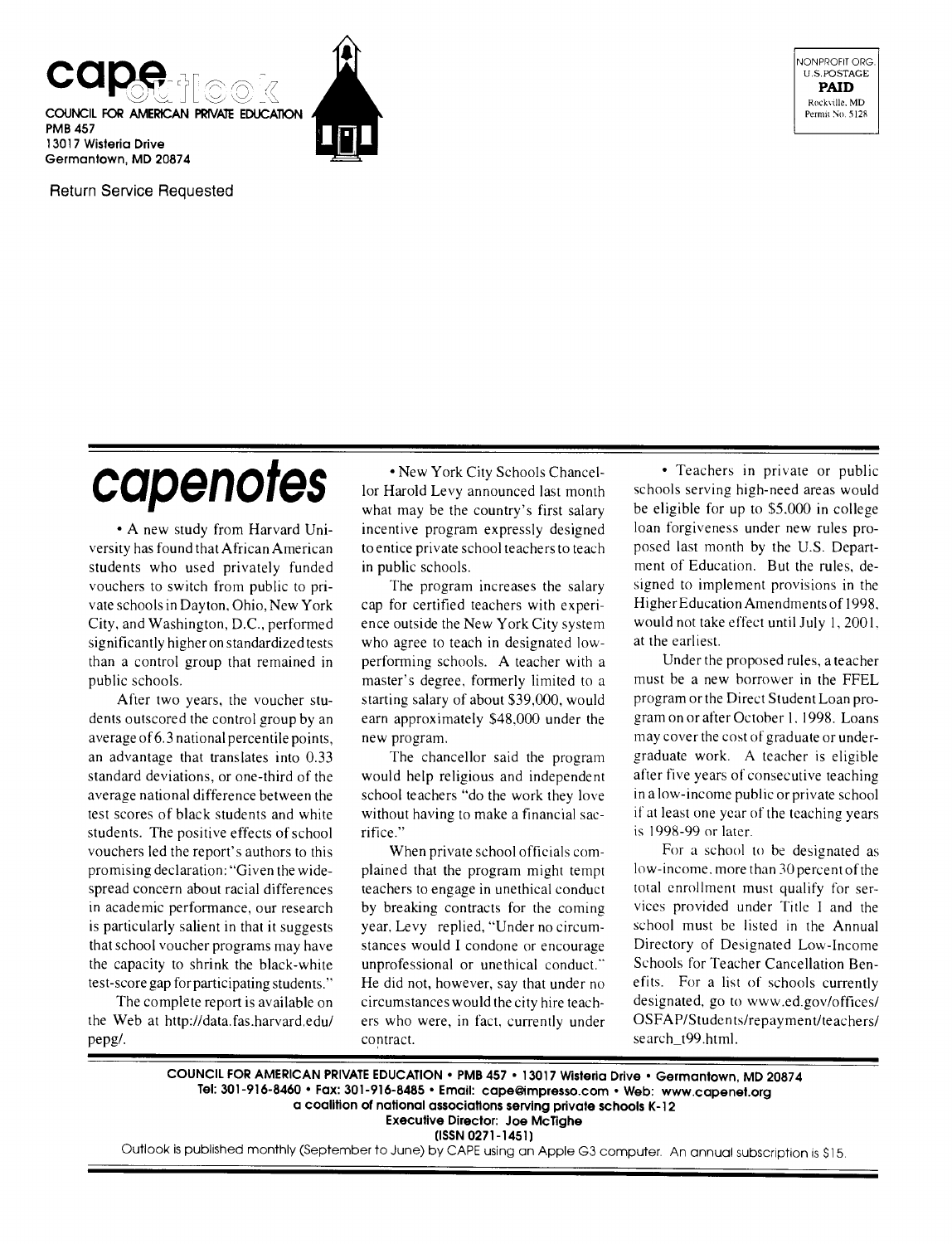**cape outlook**

COUNCIL FOR AMERICAN PRIVATE EDUCATION
PMB 457
13017 Wisteria Drive
Germantown, MD 20874

Return Service Requested

NONPROFIT ORG.
U.S.POSTAGE
**PAID**
Rockville, MD
Permit No. 5128

# capenotes

• A new study from Harvard University has found that African American students who used privately funded vouchers to switch from public to private schools in Dayton, Ohio, New York City, and Washington, D.C., performed significantly higher on standardized tests than a control group that remained in public schools.

After two years, the voucher students outscored the control group by an average of 6.3 national percentile points, an advantage that translates into 0.33 standard deviations, or one-third of the average national difference between the test scores of black students and white students. The positive effects of school vouchers led the report's authors to this promising declaration: "Given the widespread concern about racial differences in academic performance, our research is particularly salient in that it suggests that school voucher programs may have the capacity to shrink the black-white test-score gap for participating students."

The complete report is available on the Web at http://data.fas.harvard.edu/pepg/.

• New York City Schools Chancellor Harold Levy announced last month what may be the country's first salary incentive program expressly designed to entice private school teachers to teach in public schools.

The program increases the salary cap for certified teachers with experience outside the New York City system who agree to teach in designated low-performing schools. A teacher with a master's degree, formerly limited to a starting salary of about $39,000, would earn approximately $48,000 under the new program.

The chancellor said the program would help religious and independent school teachers "do the work they love without having to make a financial sacrifice."

When private school officials complained that the program might tempt teachers to engage in unethical conduct by breaking contracts for the coming year, Levy replied, "Under no circumstances would I condone or encourage unprofessional or unethical conduct." He did not, however, say that under no circumstances would the city hire teachers who were, in fact, currently under contract.

• Teachers in private or public schools serving high-need areas would be eligible for up to $5,000 in college loan forgiveness under new rules proposed last month by the U.S. Department of Education. But the rules, designed to implement provisions in the Higher Education Amendments of 1998, would not take effect until July 1, 2001, at the earliest.

Under the proposed rules, a teacher must be a new borrower in the FFEL program or the Direct Student Loan program on or after October 1, 1998. Loans may cover the cost of graduate or undergraduate work. A teacher is eligible after five years of consecutive teaching in a low-income public or private school if at least one year of the teaching years is 1998-99 or later.

For a school to be designated as low-income, more than 30 percent of the total enrollment must qualify for services provided under Title I and the school must be listed in the Annual Directory of Designated Low-Income Schools for Teacher Cancellation Benefits. For a list of schools currently designated, go to www.ed.gov/offices/OSFAP/Students/repayment/teachers/search_t99.html.

COUNCIL FOR AMERICAN PRIVATE EDUCATION • PMB 457 • 13017 Wisteria Drive • Germantown, MD 20874
Tel: 301-916-8460 • Fax: 301-916-8485 • Email: cape@impresso.com • Web: www.capenet.org
a coalition of national associations serving private schools K-12
Executive Director: Joe McTighe
(ISSN 0271-1451)
Outlook is published monthly (September to June) by CAPE using an Apple G3 computer. An annual subscription is $15.